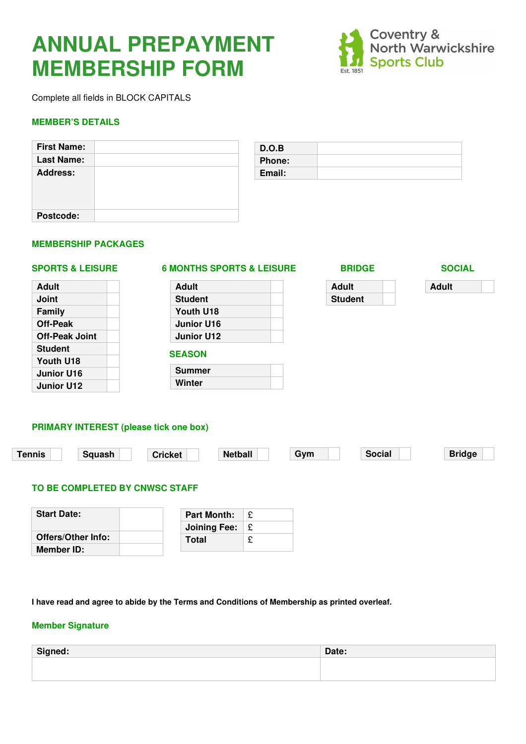# ANNUAL PREPAYMENT MEMBERSHIP FORM

Coventry & North Warwickshire Sports Club
Est. 1851

Complete all fields in BLOCK CAPITALS

## MEMBER'S DETAILS

| | |
|---|---|
| **First Name:** | |
| **Last Name:** | |
| **Address:** | |
| **Postcode:** | |

| | |
|---|---|
| **D.O.B** | |
| **Phone:** | |
| **Email:** | |

## MEMBERSHIP PACKAGES

### SPORTS & LEISURE

| | |
|---|---|
| **Adult** | |
| **Joint** | |
| **Family** | |
| **Off-Peak** | |
| **Off-Peak Joint** | |
| **Student** | |
| **Youth U18** | |
| **Junior U16** | |
| **Junior U12** | |

### 6 MONTHS SPORTS & LEISURE

| | |
|---|---|
| **Adult** | |
| **Student** | |
| **Youth U18** | |
| **Junior U16** | |
| **Junior U12** | |

### SEASON

| | |
|---|---|
| **Summer** | |
| **Winter** | |

### BRIDGE

| | |
|---|---|
| **Adult** | |
| **Student** | |

### SOCIAL

| | |
|---|---|
| **Adult** | |

## PRIMARY INTEREST (please tick one box)

| **Tennis** | | **Squash** | | **Cricket** | | **Netball** | | **Gym** | | **Social** | | **Bridge** | |
|---|---|---|---|---|---|---|---|---|---|---|---|---|---|

## TO BE COMPLETED BY CNWSC STAFF

| | |
|---|---|
| **Start Date:** | |
| **Offers/Other Info:** | |
| **Member ID:** | |

| | |
|---|---|
| **Part Month:** | £ |
| **Joining Fee:** | £ |
| **Total** | £ |

**I have read and agree to abide by the Terms and Conditions of Membership as printed overleaf.**

## Member Signature

| **Signed:** | **Date:** |
|---|---|
| | |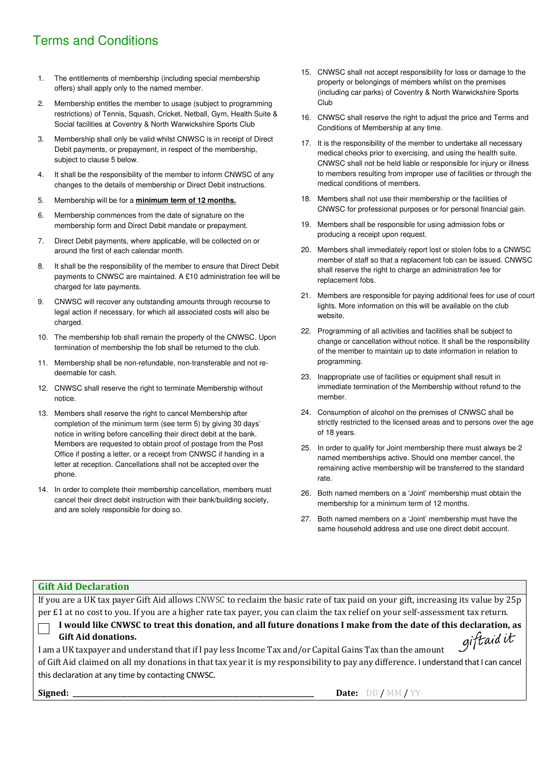# Terms and Conditions

1. The entitlements of membership (including special membership offers) shall apply only to the named member.
2. Membership entitles the member to usage (subject to programming restrictions) of Tennis, Squash, Cricket, Netball, Gym, Health Suite & Social facilities at Coventry & North Warwickshire Sports Club
3. Membership shall only be valid whilst CNWSC is in receipt of Direct Debit payments, or prepayment, in respect of the membership, subject to clause 5 below.
4. It shall be the responsibility of the member to inform CNWSC of any changes to the details of membership or Direct Debit instructions.
5. Membership will be for a **minimum term of 12 months.**
6. Membership commences from the date of signature on the membership form and Direct Debit mandate or prepayment.
7. Direct Debit payments, where applicable, will be collected on or around the first of each calendar month.
8. It shall be the responsibility of the member to ensure that Direct Debit payments to CNWSC are maintained. A £10 administration fee will be charged for late payments.
9. CNWSC will recover any outstanding amounts through recourse to legal action if necessary, for which all associated costs will also be charged.
10. The membership fob shall remain the property of the CNWSC. Upon termination of membership the fob shall be returned to the club.
11. Membership shall be non-refundable, non-transferable and not re-deemable for cash.
12. CNWSC shall reserve the right to terminate Membership without notice.
13. Members shall reserve the right to cancel Membership after completion of the minimum term (see term 5) by giving 30 days' notice in writing before cancelling their direct debit at the bank. Members are requested to obtain proof of postage from the Post Office if posting a letter, or a receipt from CNWSC if handing in a letter at reception. Cancellations shall not be accepted over the phone.
14. In order to complete their membership cancellation, members must cancel their direct debit instruction with their bank/building society, and are solely responsible for doing so.
15. CNWSC shall not accept responsibility for loss or damage to the property or belongings of members whilst on the premises (including car parks) of Coventry & North Warwickshire Sports Club
16. CNWSC shall reserve the right to adjust the price and Terms and Conditions of Membership at any time.
17. It is the responsibility of the member to undertake all necessary medical checks prior to exercising, and using the health suite. CNWSC shall not be held liable or responsible for injury or illness to members resulting from improper use of facilities or through the medical conditions of members.
18. Members shall not use their membership or the facilities of CNWSC for professional purposes or for personal financial gain.
19. Members shall be responsible for using admission fobs or producing a receipt upon request.
20. Members shall immediately report lost or stolen fobs to a CNWSC member of staff so that a replacement fob can be issued. CNWSC shall reserve the right to charge an administration fee for replacement fobs.
21. Members are responsible for paying additional fees for use of court lights. More information on this will be available on the club website.
22. Programming of all activities and facilities shall be subject to change or cancellation without notice. It shall be the responsibility of the member to maintain up to date information in relation to programming.
23. Inappropriate use of facilities or equipment shall result in immediate termination of the Membership without refund to the member.
24. Consumption of alcohol on the premises of CNWSC shall be strictly restricted to the licensed areas and to persons over the age of 18 years.
25. In order to qualify for Joint membership there must always be 2 named memberships active. Should one member cancel, the remaining active membership will be transferred to the standard rate.
26. Both named members on a 'Joint' membership must obtain the membership for a minimum term of 12 months.
27. Both named members on a 'Joint' membership must have the same household address and use one direct debit account.

## Gift Aid Declaration

If you are a UK tax payer Gift Aid allows CNWSC to reclaim the basic rate of tax paid on your gift, increasing its value by 25p per £1 at no cost to you. If you are a higher rate tax payer, you can claim the tax relief on your self-assessment tax return.

☐ **I would like CNWSC to treat this donation, and all future donations I make from the date of this declaration, as Gift Aid donations.**

giftaid it

I am a UK taxpayer and understand that if I pay less Income Tax and/or Capital Gains Tax than the amount of Gift Aid claimed on all my donations in that tax year it is my responsibility to pay any difference. I understand that I can cancel this declaration at any time by contacting CNWSC.

**Signed:** ______________________________ **Date:** DD / MM / YY